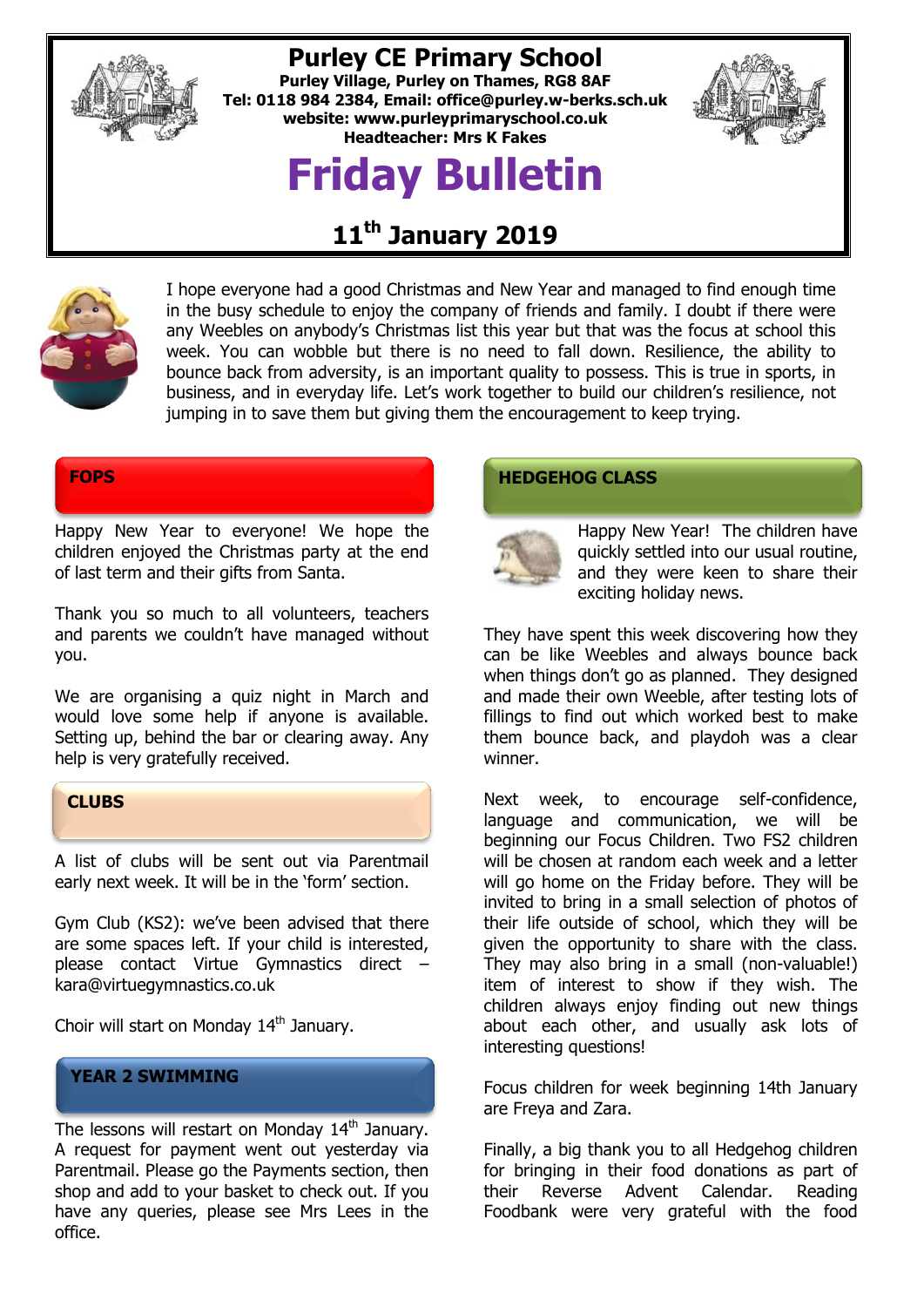# Purley CE Primary School

**Purley Village, Purley on Thames, RG8 8AF**
**Tel: 0118 984 2384, Email: office@purley.w-berks.sch.uk**
**website: www.purleyprimaryschool.co.uk**
**Headteacher: Mrs K Fakes**

# Friday Bulletin

## 11th January 2019

I hope everyone had a good Christmas and New Year and managed to find enough time in the busy schedule to enjoy the company of friends and family. I doubt if there were any Weebles on anybody's Christmas list this year but that was the focus at school this week. You can wobble but there is no need to fall down. Resilience, the ability to bounce back from adversity, is an important quality to possess. This is true in sports, in business, and in everyday life. Let's work together to build our children's resilience, not jumping in to save them but giving them the encouragement to keep trying.

### FOPS

Happy New Year to everyone! We hope the children enjoyed the Christmas party at the end of last term and their gifts from Santa.

Thank you so much to all volunteers, teachers and parents we couldn't have managed without you.

We are organising a quiz night in March and would love some help if anyone is available. Setting up, behind the bar or clearing away. Any help is very gratefully received.

### CLUBS

A list of clubs will be sent out via Parentmail early next week. It will be in the 'form' section.

Gym Club (KS2): we've been advised that there are some spaces left. If your child is interested, please contact Virtue Gymnastics direct – kara@virtuegymnastics.co.uk

Choir will start on Monday 14th January.

### YEAR 2 SWIMMING

The lessons will restart on Monday 14th January. A request for payment went out yesterday via Parentmail. Please go the Payments section, then shop and add to your basket to check out. If you have any queries, please see Mrs Lees in the office.

### HEDGEHOG CLASS

Happy New Year! The children have quickly settled into our usual routine, and they were keen to share their exciting holiday news.

They have spent this week discovering how they can be like Weebles and always bounce back when things don't go as planned. They designed and made their own Weeble, after testing lots of fillings to find out which worked best to make them bounce back, and playdoh was a clear winner.

Next week, to encourage self-confidence, language and communication, we will be beginning our Focus Children. Two FS2 children will be chosen at random each week and a letter will go home on the Friday before. They will be invited to bring in a small selection of photos of their life outside of school, which they will be given the opportunity to share with the class. They may also bring in a small (non-valuable!) item of interest to show if they wish. The children always enjoy finding out new things about each other, and usually ask lots of interesting questions!

Focus children for week beginning 14th January are Freya and Zara.

Finally, a big thank you to all Hedgehog children for bringing in their food donations as part of their Reverse Advent Calendar. Reading Foodbank were very grateful with the food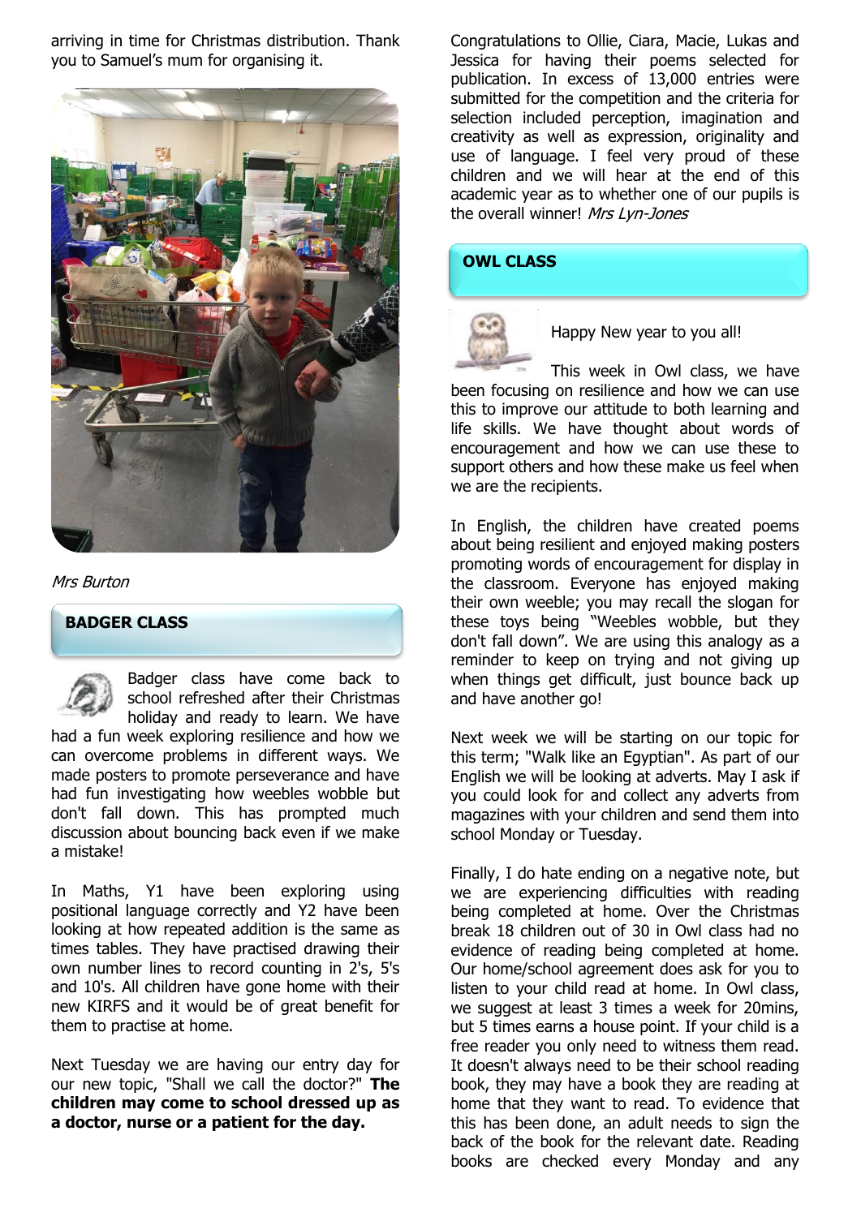arriving in time for Christmas distribution. Thank you to Samuel's mum for organising it.

*Mrs Burton*

## BADGER CLASS

Badger class have come back to school refreshed after their Christmas holiday and ready to learn. We have had a fun week exploring resilience and how we can overcome problems in different ways. We made posters to promote perseverance and have had fun investigating how weebles wobble but don't fall down. This has prompted much discussion about bouncing back even if we make a mistake!

In Maths, Y1 have been exploring using positional language correctly and Y2 have been looking at how repeated addition is the same as times tables. They have practised drawing their own number lines to record counting in 2's, 5's and 10's. All children have gone home with their new KIRFS and it would be of great benefit for them to practise at home.

Next Tuesday we are having our entry day for our new topic, "Shall we call the doctor?" **The children may come to school dressed up as a doctor, nurse or a patient for the day.**

Congratulations to Ollie, Ciara, Macie, Lukas and Jessica for having their poems selected for publication. In excess of 13,000 entries were submitted for the competition and the criteria for selection included perception, imagination and creativity as well as expression, originality and use of language. I feel very proud of these children and we will hear at the end of this academic year as to whether one of our pupils is the overall winner! *Mrs Lyn-Jones*

## OWL CLASS

Happy New year to you all!

This week in Owl class, we have been focusing on resilience and how we can use this to improve our attitude to both learning and life skills. We have thought about words of encouragement and how we can use these to support others and how these make us feel when we are the recipients.

In English, the children have created poems about being resilient and enjoyed making posters promoting words of encouragement for display in the classroom. Everyone has enjoyed making their own weeble; you may recall the slogan for these toys being "Weebles wobble, but they don't fall down". We are using this analogy as a reminder to keep on trying and not giving up when things get difficult, just bounce back up and have another go!

Next week we will be starting on our topic for this term; "Walk like an Egyptian". As part of our English we will be looking at adverts. May I ask if you could look for and collect any adverts from magazines with your children and send them into school Monday or Tuesday.

Finally, I do hate ending on a negative note, but we are experiencing difficulties with reading being completed at home. Over the Christmas break 18 children out of 30 in Owl class had no evidence of reading being completed at home. Our home/school agreement does ask for you to listen to your child read at home. In Owl class, we suggest at least 3 times a week for 20mins, but 5 times earns a house point. If your child is a free reader you only need to witness them read. It doesn't always need to be their school reading book, they may have a book they are reading at home that they want to read. To evidence that this has been done, an adult needs to sign the back of the book for the relevant date. Reading books are checked every Monday and any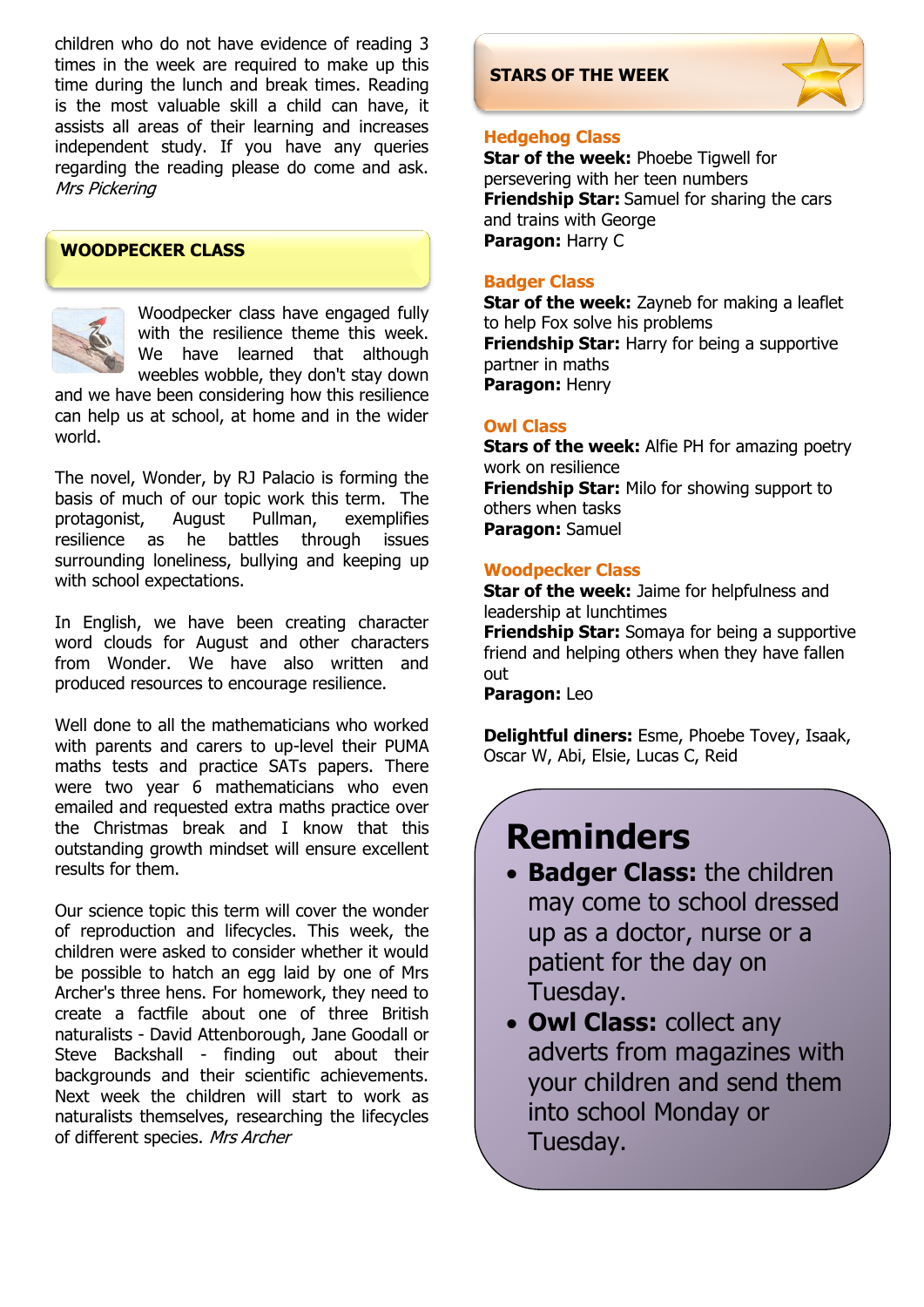children who do not have evidence of reading 3 times in the week are required to make up this time during the lunch and break times. Reading is the most valuable skill a child can have, it assists all areas of their learning and increases independent study. If you have any queries regarding the reading please do come and ask. *Mrs Pickering*

## WOODPECKER CLASS

Woodpecker class have engaged fully with the resilience theme this week. We have learned that although weebles wobble, they don't stay down and we have been considering how this resilience can help us at school, at home and in the wider world.

The novel, Wonder, by RJ Palacio is forming the basis of much of our topic work this term. The protagonist, August Pullman, exemplifies resilience as he battles through issues surrounding loneliness, bullying and keeping up with school expectations.

In English, we have been creating character word clouds for August and other characters from Wonder. We have also written and produced resources to encourage resilience.

Well done to all the mathematicians who worked with parents and carers to up-level their PUMA maths tests and practice SATs papers. There were two year 6 mathematicians who even emailed and requested extra maths practice over the Christmas break and I know that this outstanding growth mindset will ensure excellent results for them.

Our science topic this term will cover the wonder of reproduction and lifecycles. This week, the children were asked to consider whether it would be possible to hatch an egg laid by one of Mrs Archer's three hens. For homework, they need to create a factfile about one of three British naturalists - David Attenborough, Jane Goodall or Steve Backshall - finding out about their backgrounds and their scientific achievements. Next week the children will start to work as naturalists themselves, researching the lifecycles of different species. *Mrs Archer*

## STARS OF THE WEEK

### Hedgehog Class

**Star of the week:** Phoebe Tigwell for persevering with her teen numbers
**Friendship Star:** Samuel for sharing the cars and trains with George
**Paragon:** Harry C

### Badger Class

**Star of the week:** Zayneb for making a leaflet to help Fox solve his problems
**Friendship Star:** Harry for being a supportive partner in maths
**Paragon:** Henry

### Owl Class

**Stars of the week:** Alfie PH for amazing poetry work on resilience
**Friendship Star:** Milo for showing support to others when tasks
**Paragon:** Samuel

### Woodpecker Class

**Star of the week:** Jaime for helpfulness and leadership at lunchtimes
**Friendship Star:** Somaya for being a supportive friend and helping others when they have fallen out
**Paragon:** Leo

**Delightful diners:** Esme, Phoebe Tovey, Isaak, Oscar W, Abi, Elsie, Lucas C, Reid

# Reminders

- **Badger Class:** the children may come to school dressed up as a doctor, nurse or a patient for the day on Tuesday.
- **Owl Class:** collect any adverts from magazines with your children and send them into school Monday or Tuesday.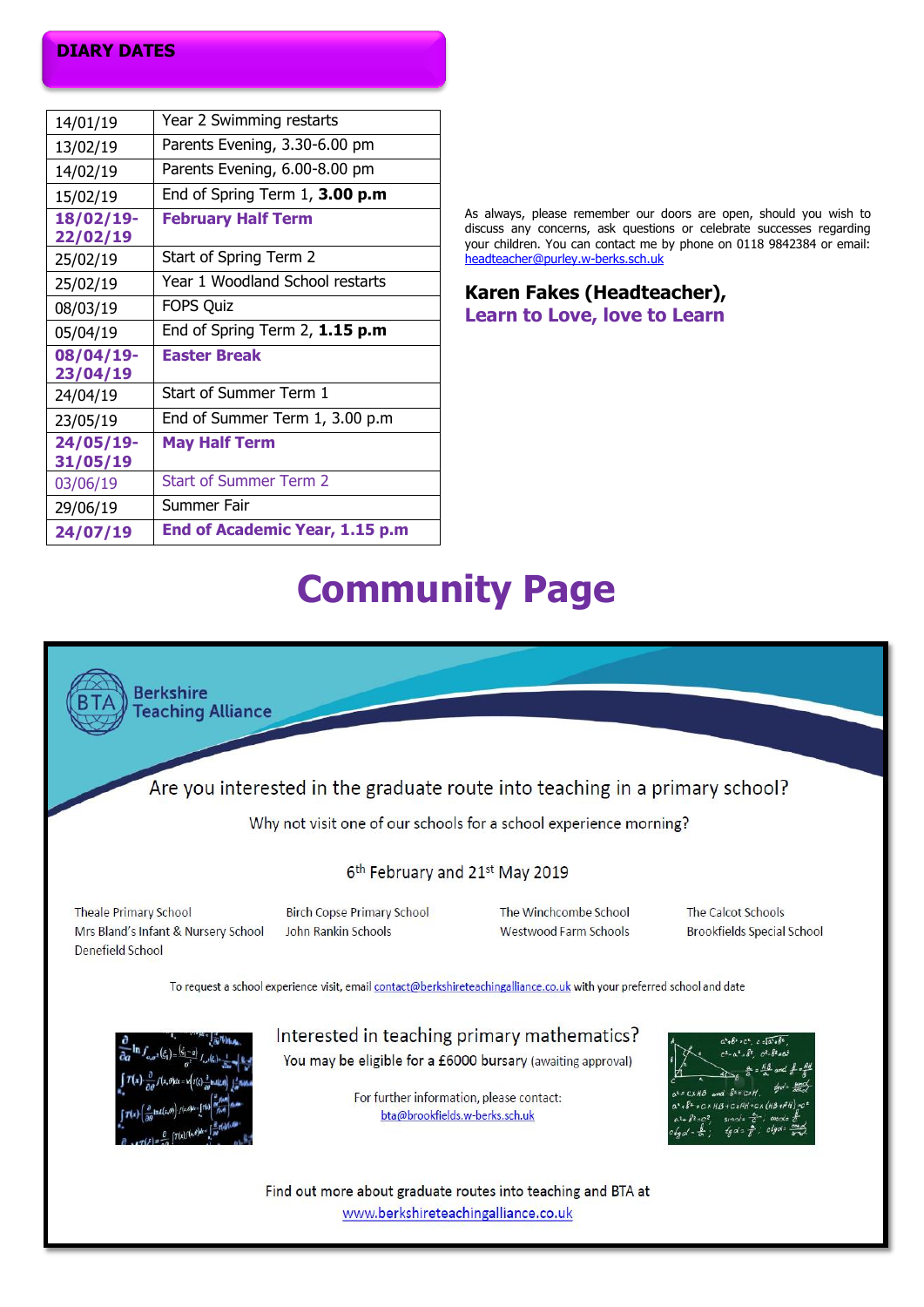## DIARY DATES

| | |
|---|---|
| 14/01/19 | Year 2 Swimming restarts |
| 13/02/19 | Parents Evening, 3.30-6.00 pm |
| 14/02/19 | Parents Evening, 6.00-8.00 pm |
| 15/02/19 | End of Spring Term 1, **3.00 p.m** |
| **18/02/19-22/02/19** | **February Half Term** |
| 25/02/19 | Start of Spring Term 2 |
| 25/02/19 | Year 1 Woodland School restarts |
| 08/03/19 | FOPS Quiz |
| 05/04/19 | End of Spring Term 2, **1.15 p.m** |
| **08/04/19-23/04/19** | **Easter Break** |
| 24/04/19 | Start of Summer Term 1 |
| 23/05/19 | End of Summer Term 1, 3.00 p.m |
| **24/05/19-31/05/19** | **May Half Term** |
| 03/06/19 | Start of Summer Term 2 |
| 29/06/19 | Summer Fair |
| **24/07/19** | **End of Academic Year, 1.15 p.m** |

As always, please remember our doors are open, should you wish to discuss any concerns, ask questions or celebrate successes regarding your children. You can contact me by phone on 0118 9842384 or email: headteacher@purley.w-berks.sch.uk

**Karen Fakes (Headteacher),**
**Learn to Love, love to Learn**

# Community Page

BTA Berkshire Teaching Alliance

Are you interested in the graduate route into teaching in a primary school?

Why not visit one of our schools for a school experience morning?

6th February and 21st May 2019

Theale Primary School
Mrs Bland's Infant & Nursery School
Denefield School
Birch Copse Primary School
John Rankin Schools
The Winchcombe School
Westwood Farm Schools
The Calcot Schools
Brookfields Special School

To request a school experience visit, email contact@berkshireteachingalliance.co.uk with your preferred school and date

Interested in teaching primary mathematics?

You may be eligible for a £6000 bursary (awaiting approval)

For further information, please contact:
bta@brookfields.w-berks.sch.uk

Find out more about graduate routes into teaching and BTA at
www.berkshireteachingalliance.co.uk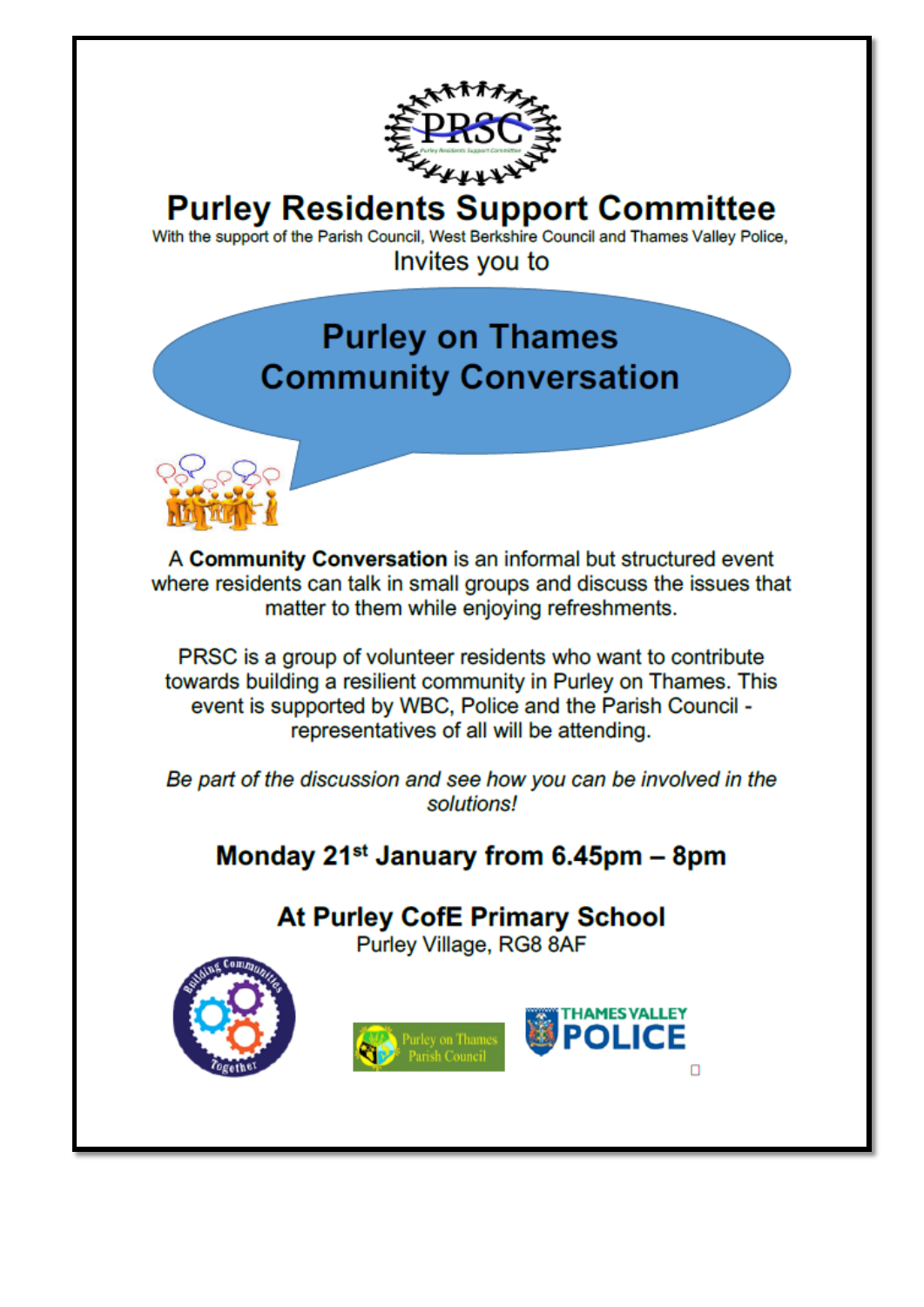# Purley Residents Support Committee

With the support of the Parish Council, West Berkshire Council and Thames Valley Police,

Invites you to

## Purley on Thames Community Conversation

A **Community Conversation** is an informal but structured event where residents can talk in small groups and discuss the issues that matter to them while enjoying refreshments.

PRSC is a group of volunteer residents who want to contribute towards building a resilient community in Purley on Thames. This event is supported by WBC, Police and the Parish Council - representatives of all will be attending.

*Be part of the discussion and see how you can be involved in the solutions!*

**Monday 21st January from 6.45pm – 8pm**

**At Purley CofE Primary School**

Purley Village, RG8 8AF